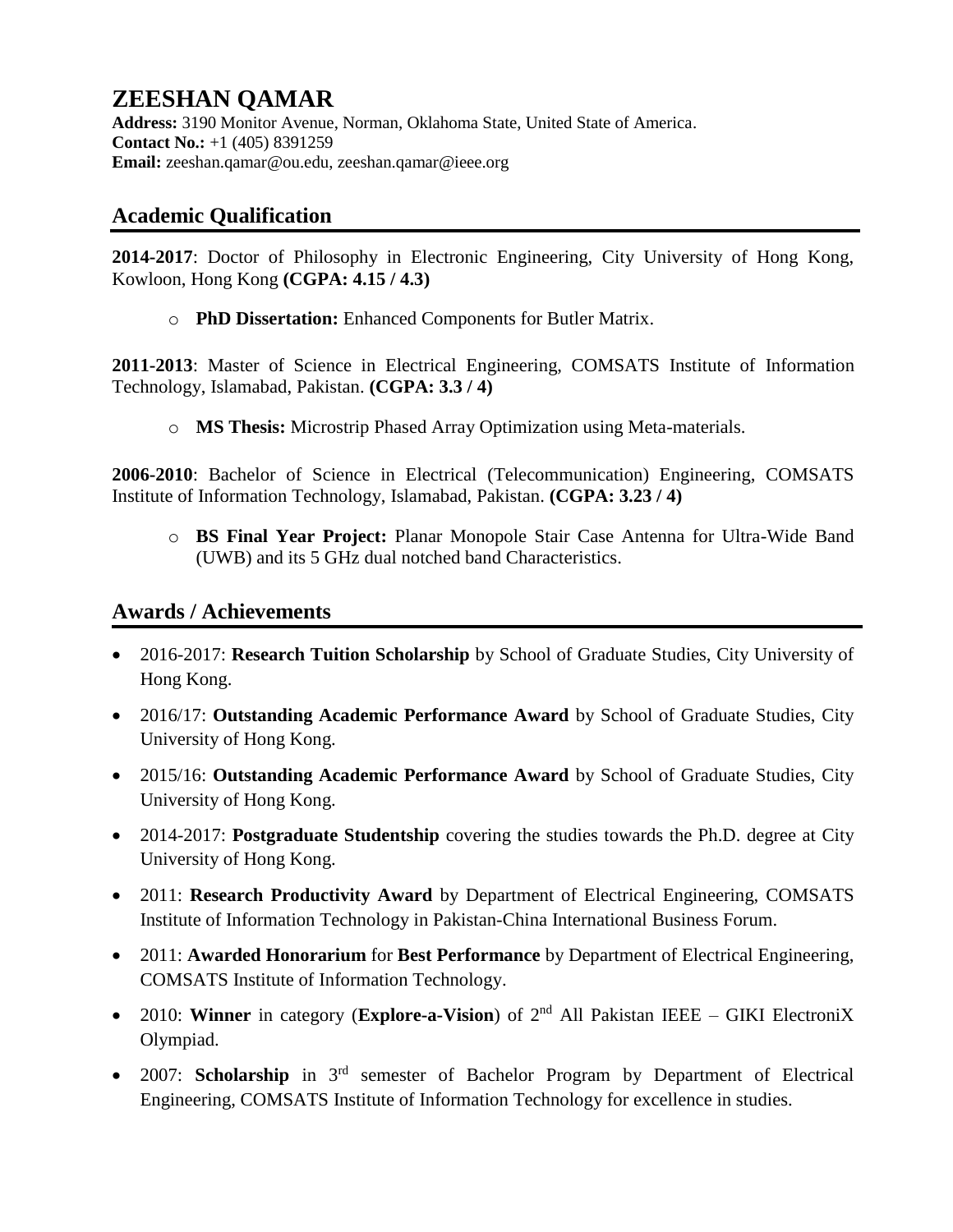# ZEESHAN QAMAR

**Address:** 3190 Monitor Avenue, Norman, Oklahoma State, United State of America.
**Contact No.:** +1 (405) 8391259
**Email:** zeeshan.qamar@ou.edu, zeeshan.qamar@ieee.org

## Academic Qualification

**2014-2017**: Doctor of Philosophy in Electronic Engineering, City University of Hong Kong, Kowloon, Hong Kong **(CGPA: 4.15 / 4.3)**

- **PhD Dissertation:** Enhanced Components for Butler Matrix.

**2011-2013**: Master of Science in Electrical Engineering, COMSATS Institute of Information Technology, Islamabad, Pakistan. **(CGPA: 3.3 / 4)**

- **MS Thesis:** Microstrip Phased Array Optimization using Meta-materials.

**2006-2010**: Bachelor of Science in Electrical (Telecommunication) Engineering, COMSATS Institute of Information Technology, Islamabad, Pakistan. **(CGPA: 3.23 / 4)**

- **BS Final Year Project:** Planar Monopole Stair Case Antenna for Ultra-Wide Band (UWB) and its 5 GHz dual notched band Characteristics.

## Awards / Achievements

- 2016-2017: **Research Tuition Scholarship** by School of Graduate Studies, City University of Hong Kong.
- 2016/17: **Outstanding Academic Performance Award** by School of Graduate Studies, City University of Hong Kong.
- 2015/16: **Outstanding Academic Performance Award** by School of Graduate Studies, City University of Hong Kong.
- 2014-2017: **Postgraduate Studentship** covering the studies towards the Ph.D. degree at City University of Hong Kong.
- 2011: **Research Productivity Award** by Department of Electrical Engineering, COMSATS Institute of Information Technology in Pakistan-China International Business Forum.
- 2011: **Awarded Honorarium** for **Best Performance** by Department of Electrical Engineering, COMSATS Institute of Information Technology.
- 2010: **Winner** in category (**Explore-a-Vision**) of 2nd All Pakistan IEEE – GIKI ElectroniX Olympiad.
- 2007: **Scholarship** in 3rd semester of Bachelor Program by Department of Electrical Engineering, COMSATS Institute of Information Technology for excellence in studies.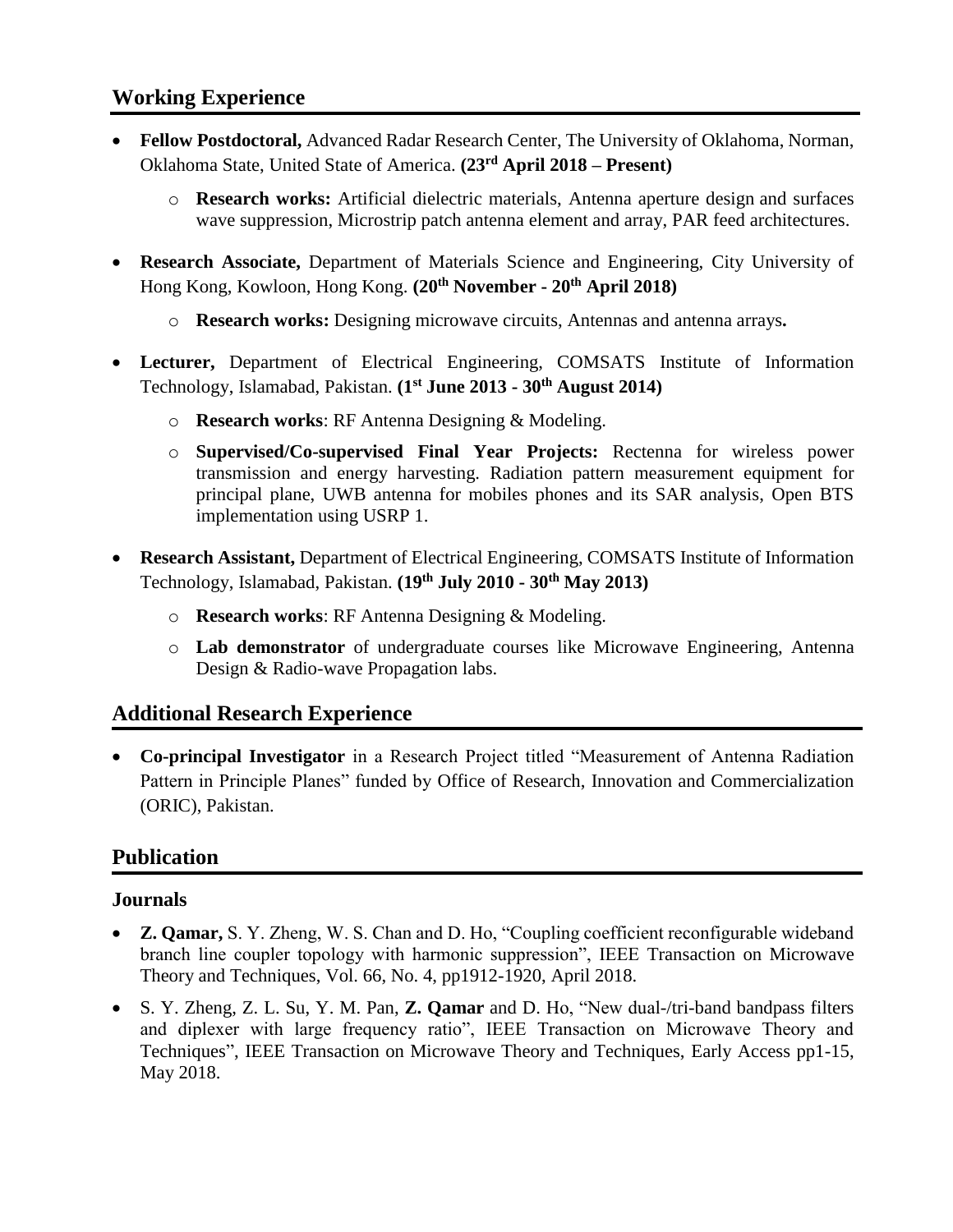## Working Experience

- **Fellow Postdoctoral,** Advanced Radar Research Center, The University of Oklahoma, Norman, Oklahoma State, United State of America. **(23rd April 2018 – Present)**
    - **Research works:** Artificial dielectric materials, Antenna aperture design and surfaces wave suppression, Microstrip patch antenna element and array, PAR feed architectures.
- **Research Associate,** Department of Materials Science and Engineering, City University of Hong Kong, Kowloon, Hong Kong. **(20th November - 20th April 2018)**
    - **Research works:** Designing microwave circuits, Antennas and antenna arrays**.**
- **Lecturer,** Department of Electrical Engineering, COMSATS Institute of Information Technology, Islamabad, Pakistan. **(1st June 2013 - 30th August 2014)**
    - **Research works**: RF Antenna Designing & Modeling.
    - **Supervised/Co-supervised Final Year Projects:** Rectenna for wireless power transmission and energy harvesting. Radiation pattern measurement equipment for principal plane, UWB antenna for mobiles phones and its SAR analysis, Open BTS implementation using USRP 1.
- **Research Assistant,** Department of Electrical Engineering, COMSATS Institute of Information Technology, Islamabad, Pakistan. **(19th July 2010 - 30th May 2013)**
    - **Research works**: RF Antenna Designing & Modeling.
    - **Lab demonstrator** of undergraduate courses like Microwave Engineering, Antenna Design & Radio-wave Propagation labs.

## Additional Research Experience

- **Co-principal Investigator** in a Research Project titled "Measurement of Antenna Radiation Pattern in Principle Planes" funded by Office of Research, Innovation and Commercialization (ORIC), Pakistan.

## Publication

### Journals

- **Z. Qamar,** S. Y. Zheng, W. S. Chan and D. Ho, "Coupling coefficient reconfigurable wideband branch line coupler topology with harmonic suppression", IEEE Transaction on Microwave Theory and Techniques, Vol. 66, No. 4, pp1912-1920, April 2018.
- S. Y. Zheng, Z. L. Su, Y. M. Pan, **Z. Qamar** and D. Ho, "New dual-/tri-band bandpass filters and diplexer with large frequency ratio", IEEE Transaction on Microwave Theory and Techniques", IEEE Transaction on Microwave Theory and Techniques, Early Access pp1-15, May 2018.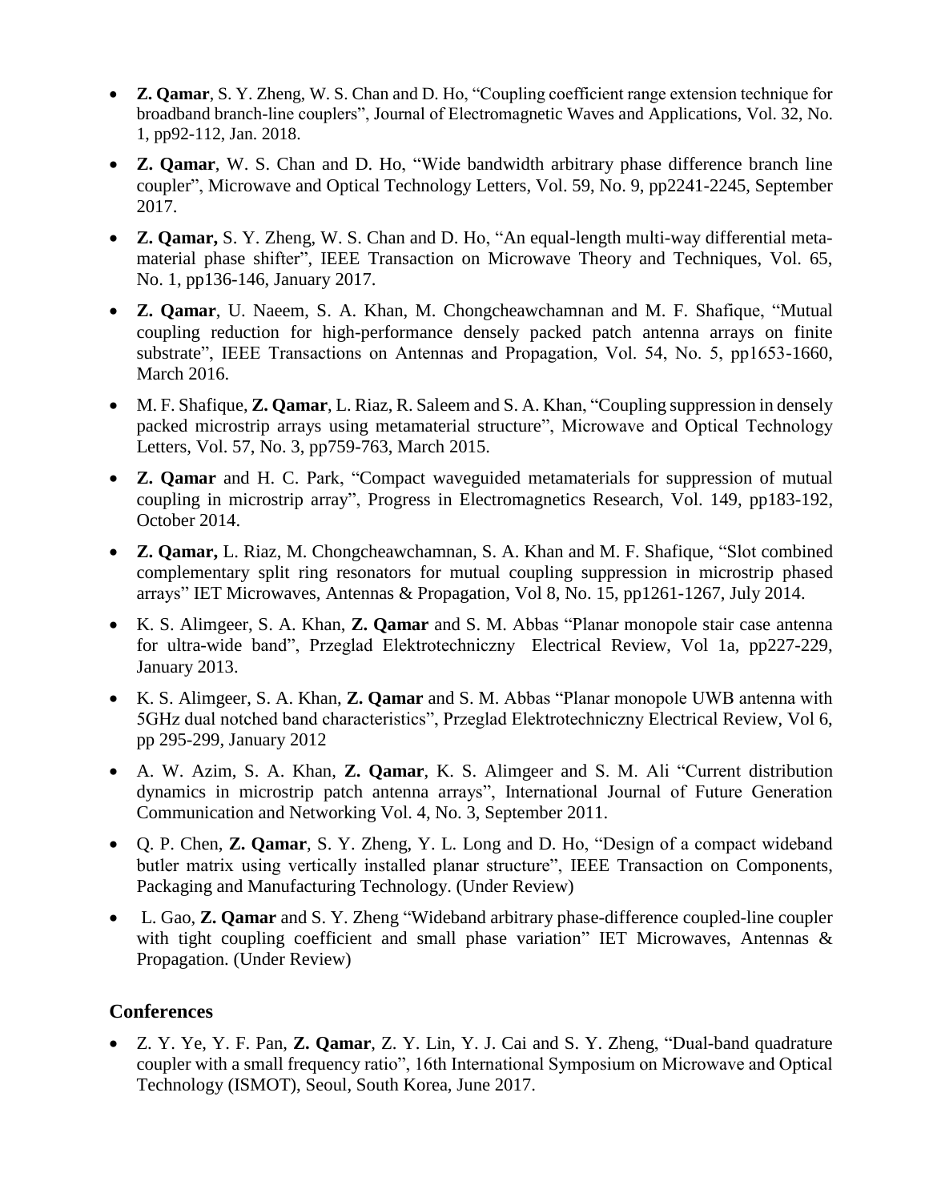- **Z. Qamar**, S. Y. Zheng, W. S. Chan and D. Ho, "Coupling coefficient range extension technique for broadband branch-line couplers", Journal of Electromagnetic Waves and Applications, Vol. 32, No. 1, pp92-112, Jan. 2018.
- **Z. Qamar**, W. S. Chan and D. Ho, "Wide bandwidth arbitrary phase difference branch line coupler", Microwave and Optical Technology Letters, Vol. 59, No. 9, pp2241-2245, September 2017.
- **Z. Qamar,** S. Y. Zheng, W. S. Chan and D. Ho, "An equal-length multi-way differential meta-material phase shifter", IEEE Transaction on Microwave Theory and Techniques, Vol. 65, No. 1, pp136-146, January 2017.
- **Z. Qamar**, U. Naeem, S. A. Khan, M. Chongcheawchamnan and M. F. Shafique, "Mutual coupling reduction for high-performance densely packed patch antenna arrays on finite substrate", IEEE Transactions on Antennas and Propagation, Vol. 54, No. 5, pp1653-1660, March 2016.
- M. F. Shafique, **Z. Qamar**, L. Riaz, R. Saleem and S. A. Khan, "Coupling suppression in densely packed microstrip arrays using metamaterial structure", Microwave and Optical Technology Letters, Vol. 57, No. 3, pp759-763, March 2015.
- **Z. Qamar** and H. C. Park, "Compact waveguided metamaterials for suppression of mutual coupling in microstrip array", Progress in Electromagnetics Research, Vol. 149, pp183-192, October 2014.
- **Z. Qamar,** L. Riaz, M. Chongcheawchamnan, S. A. Khan and M. F. Shafique, "Slot combined complementary split ring resonators for mutual coupling suppression in microstrip phased arrays" IET Microwaves, Antennas & Propagation, Vol 8, No. 15, pp1261-1267, July 2014.
- K. S. Alimgeer, S. A. Khan, **Z. Qamar** and S. M. Abbas "Planar monopole stair case antenna for ultra-wide band", Przeglad Elektrotechniczny Electrical Review, Vol 1a, pp227-229, January 2013.
- K. S. Alimgeer, S. A. Khan, **Z. Qamar** and S. M. Abbas "Planar monopole UWB antenna with 5GHz dual notched band characteristics", Przeglad Elektrotechniczny Electrical Review, Vol 6, pp 295-299, January 2012
- A. W. Azim, S. A. Khan, **Z. Qamar**, K. S. Alimgeer and S. M. Ali "Current distribution dynamics in microstrip patch antenna arrays", International Journal of Future Generation Communication and Networking Vol. 4, No. 3, September 2011.
- Q. P. Chen, **Z. Qamar**, S. Y. Zheng, Y. L. Long and D. Ho, "Design of a compact wideband butler matrix using vertically installed planar structure", IEEE Transaction on Components, Packaging and Manufacturing Technology. (Under Review)
- L. Gao, **Z. Qamar** and S. Y. Zheng "Wideband arbitrary phase-difference coupled-line coupler with tight coupling coefficient and small phase variation" IET Microwaves, Antennas & Propagation. (Under Review)

## Conferences

- Z. Y. Ye, Y. F. Pan, **Z. Qamar**, Z. Y. Lin, Y. J. Cai and S. Y. Zheng, "Dual-band quadrature coupler with a small frequency ratio", 16th International Symposium on Microwave and Optical Technology (ISMOT), Seoul, South Korea, June 2017.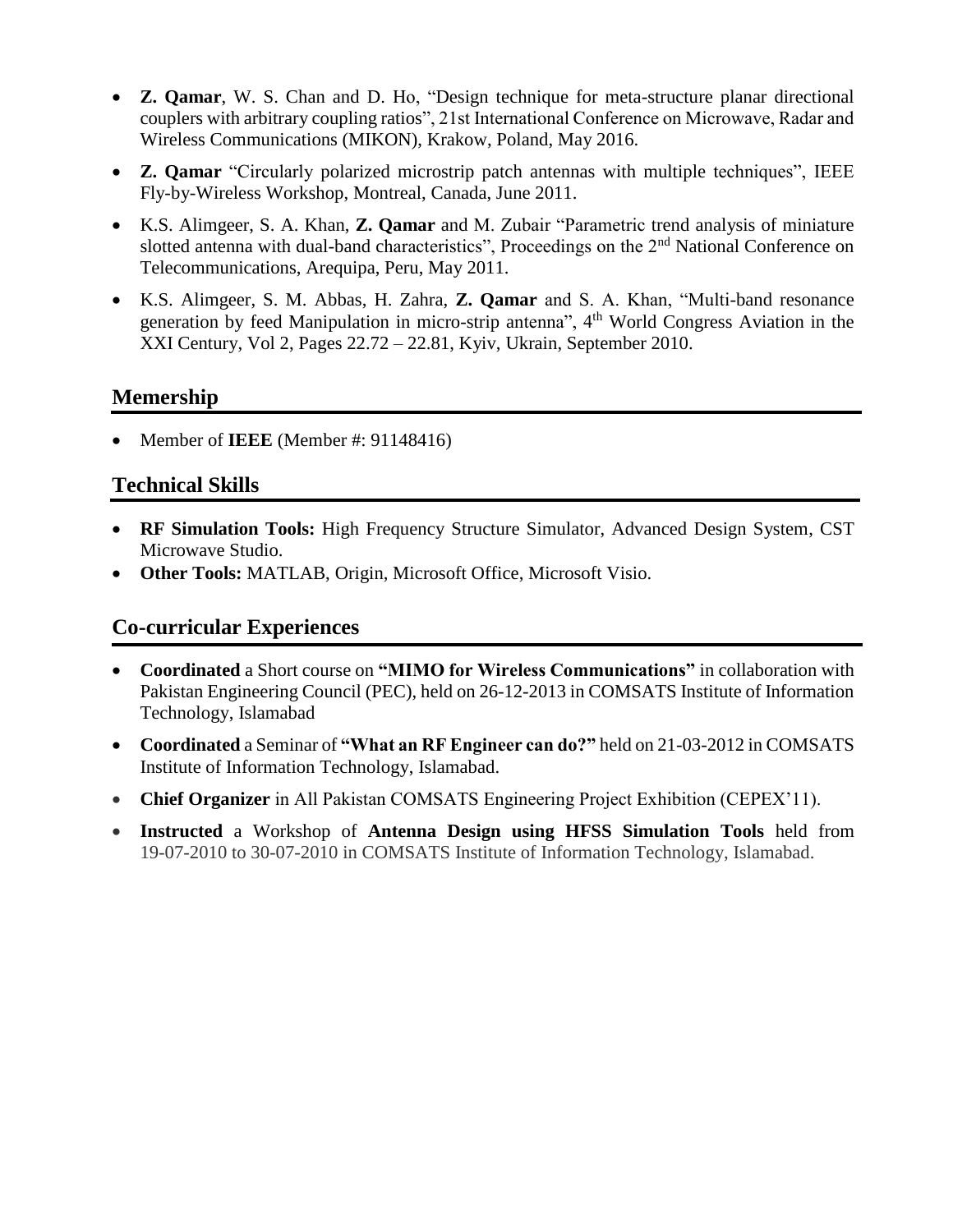- **Z. Qamar**, W. S. Chan and D. Ho, "Design technique for meta-structure planar directional couplers with arbitrary coupling ratios", 21st International Conference on Microwave, Radar and Wireless Communications (MIKON), Krakow, Poland, May 2016.
- **Z. Qamar** "Circularly polarized microstrip patch antennas with multiple techniques", IEEE Fly-by-Wireless Workshop, Montreal, Canada, June 2011.
- K.S. Alimgeer, S. A. Khan, **Z. Qamar** and M. Zubair "Parametric trend analysis of miniature slotted antenna with dual-band characteristics", Proceedings on the 2nd National Conference on Telecommunications, Arequipa, Peru, May 2011.
- K.S. Alimgeer, S. M. Abbas, H. Zahra, **Z. Qamar** and S. A. Khan, "Multi-band resonance generation by feed Manipulation in micro-strip antenna", 4th World Congress Aviation in the XXI Century, Vol 2, Pages 22.72 – 22.81, Kyiv, Ukrain, September 2010.

## Memership

- Member of **IEEE** (Member #: 91148416)

## Technical Skills

- **RF Simulation Tools:** High Frequency Structure Simulator, Advanced Design System, CST Microwave Studio.
- **Other Tools:** MATLAB, Origin, Microsoft Office, Microsoft Visio.

## Co-curricular Experiences

- **Coordinated** a Short course on **"MIMO for Wireless Communications"** in collaboration with Pakistan Engineering Council (PEC), held on 26-12-2013 in COMSATS Institute of Information Technology, Islamabad
- **Coordinated** a Seminar of **"What an RF Engineer can do?"** held on 21-03-2012 in COMSATS Institute of Information Technology, Islamabad.
- **Chief Organizer** in All Pakistan COMSATS Engineering Project Exhibition (CEPEX'11).
- **Instructed** a Workshop of **Antenna Design using HFSS Simulation Tools** held from 19-07-2010 to 30-07-2010 in COMSATS Institute of Information Technology, Islamabad.